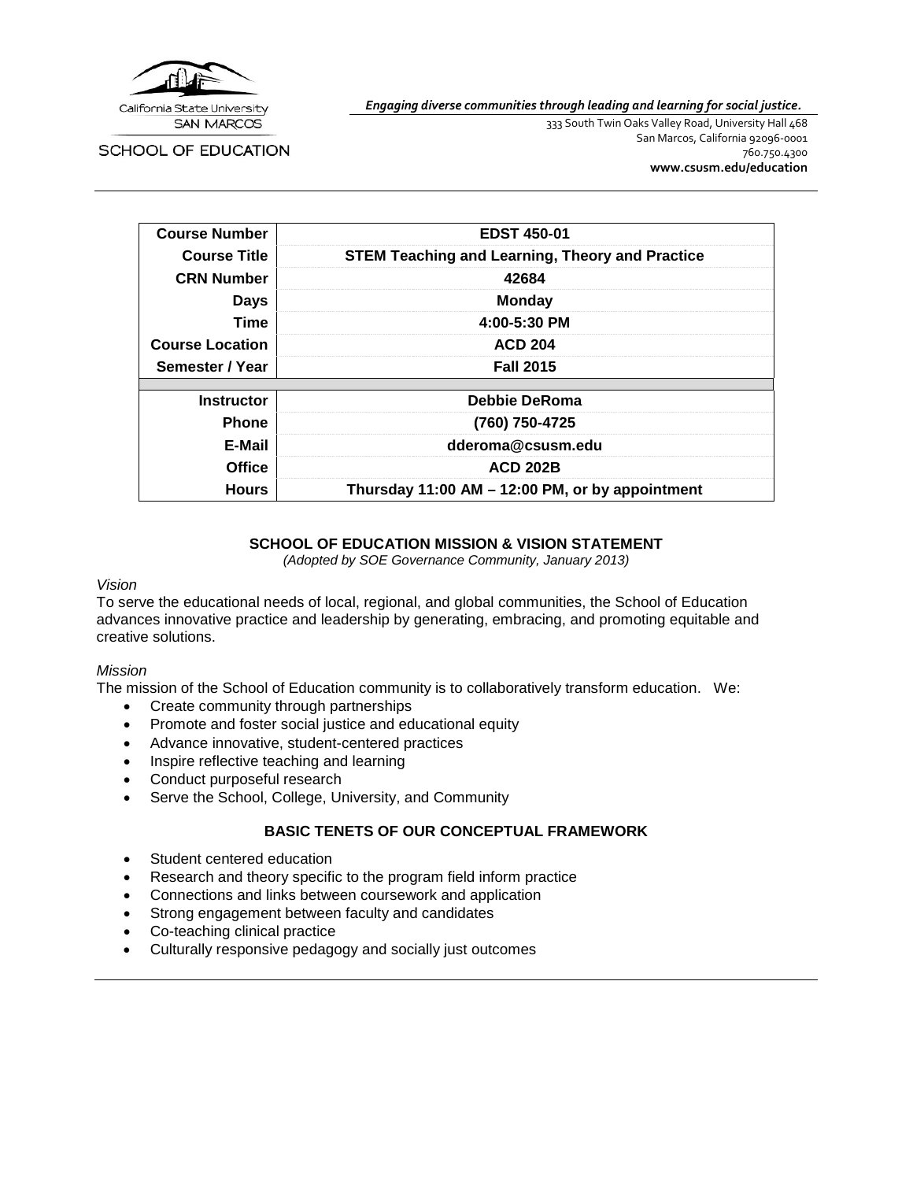California State University SAN MARCOS

SCHOOL OF EDUCATION

*Engaging diverse communities through leading and learning for social justice.*

333 South Twin Oaks Valley Road, University Hall 468
San Marcos, California 92096-0001
760.750.4300
**www.csusm.edu/education**

| **Course Number** | **EDST 450-01** |
|---|---|
| **Course Title** | **STEM Teaching and Learning, Theory and Practice** |
| **CRN Number** | **42684** |
| **Days** | **Monday** |
| **Time** | **4:00-5:30 PM** |
| **Course Location** | **ACD 204** |
| **Semester / Year** | **Fall 2015** |
| **Instructor** | **Debbie DeRoma** |
| **Phone** | **(760) 750-4725** |
| **E-Mail** | **dderoma@csusm.edu** |
| **Office** | **ACD 202B** |
| **Hours** | **Thursday 11:00 AM – 12:00 PM, or by appointment** |

## SCHOOL OF EDUCATION MISSION & VISION STATEMENT

*(Adopted by SOE Governance Community, January 2013)*

*Vision*

To serve the educational needs of local, regional, and global communities, the School of Education advances innovative practice and leadership by generating, embracing, and promoting equitable and creative solutions.

*Mission*

The mission of the School of Education community is to collaboratively transform education. We:

- Create community through partnerships
- Promote and foster social justice and educational equity
- Advance innovative, student-centered practices
- Inspire reflective teaching and learning
- Conduct purposeful research
- Serve the School, College, University, and Community

## BASIC TENETS OF OUR CONCEPTUAL FRAMEWORK

- Student centered education
- Research and theory specific to the program field inform practice
- Connections and links between coursework and application
- Strong engagement between faculty and candidates
- Co-teaching clinical practice
- Culturally responsive pedagogy and socially just outcomes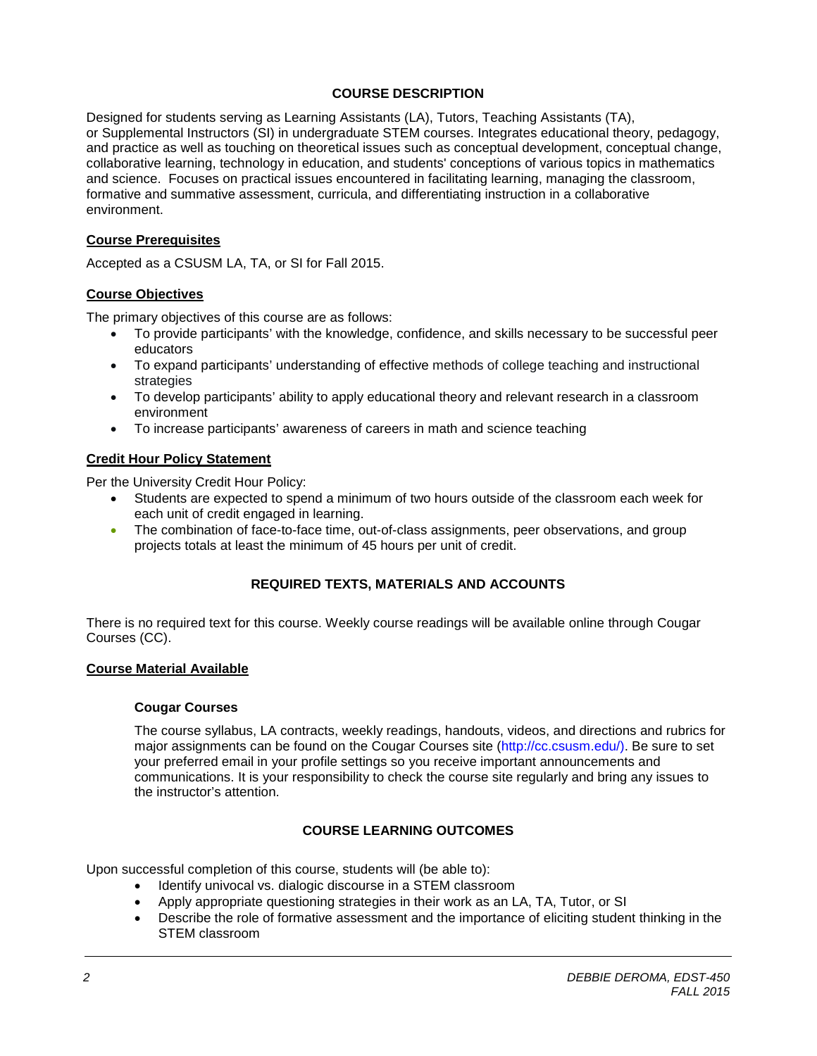## COURSE DESCRIPTION

Designed for students serving as Learning Assistants (LA), Tutors, Teaching Assistants (TA), or Supplemental Instructors (SI) in undergraduate STEM courses. Integrates educational theory, pedagogy, and practice as well as touching on theoretical issues such as conceptual development, conceptual change, collaborative learning, technology in education, and students' conceptions of various topics in mathematics and science. Focuses on practical issues encountered in facilitating learning, managing the classroom, formative and summative assessment, curricula, and differentiating instruction in a collaborative environment.

### Course Prerequisites

Accepted as a CSUSM LA, TA, or SI for Fall 2015.

### Course Objectives

The primary objectives of this course are as follows:

- To provide participants' with the knowledge, confidence, and skills necessary to be successful peer educators
- To expand participants' understanding of effective methods of college teaching and instructional strategies
- To develop participants' ability to apply educational theory and relevant research in a classroom environment
- To increase participants' awareness of careers in math and science teaching

### Credit Hour Policy Statement

Per the University Credit Hour Policy:

- Students are expected to spend a minimum of two hours outside of the classroom each week for each unit of credit engaged in learning.
- The combination of face-to-face time, out-of-class assignments, peer observations, and group projects totals at least the minimum of 45 hours per unit of credit.

## REQUIRED TEXTS, MATERIALS AND ACCOUNTS

There is no required text for this course. Weekly course readings will be available online through Cougar Courses (CC).

### Course Material Available

**Cougar Courses**

The course syllabus, LA contracts, weekly readings, handouts, videos, and directions and rubrics for major assignments can be found on the Cougar Courses site (http://cc.csusm.edu/). Be sure to set your preferred email in your profile settings so you receive important announcements and communications. It is your responsibility to check the course site regularly and bring any issues to the instructor's attention.

## COURSE LEARNING OUTCOMES

Upon successful completion of this course, students will (be able to):

- Identify univocal vs. dialogic discourse in a STEM classroom
- Apply appropriate questioning strategies in their work as an LA, TA, Tutor, or SI
- Describe the role of formative assessment and the importance of eliciting student thinking in the STEM classroom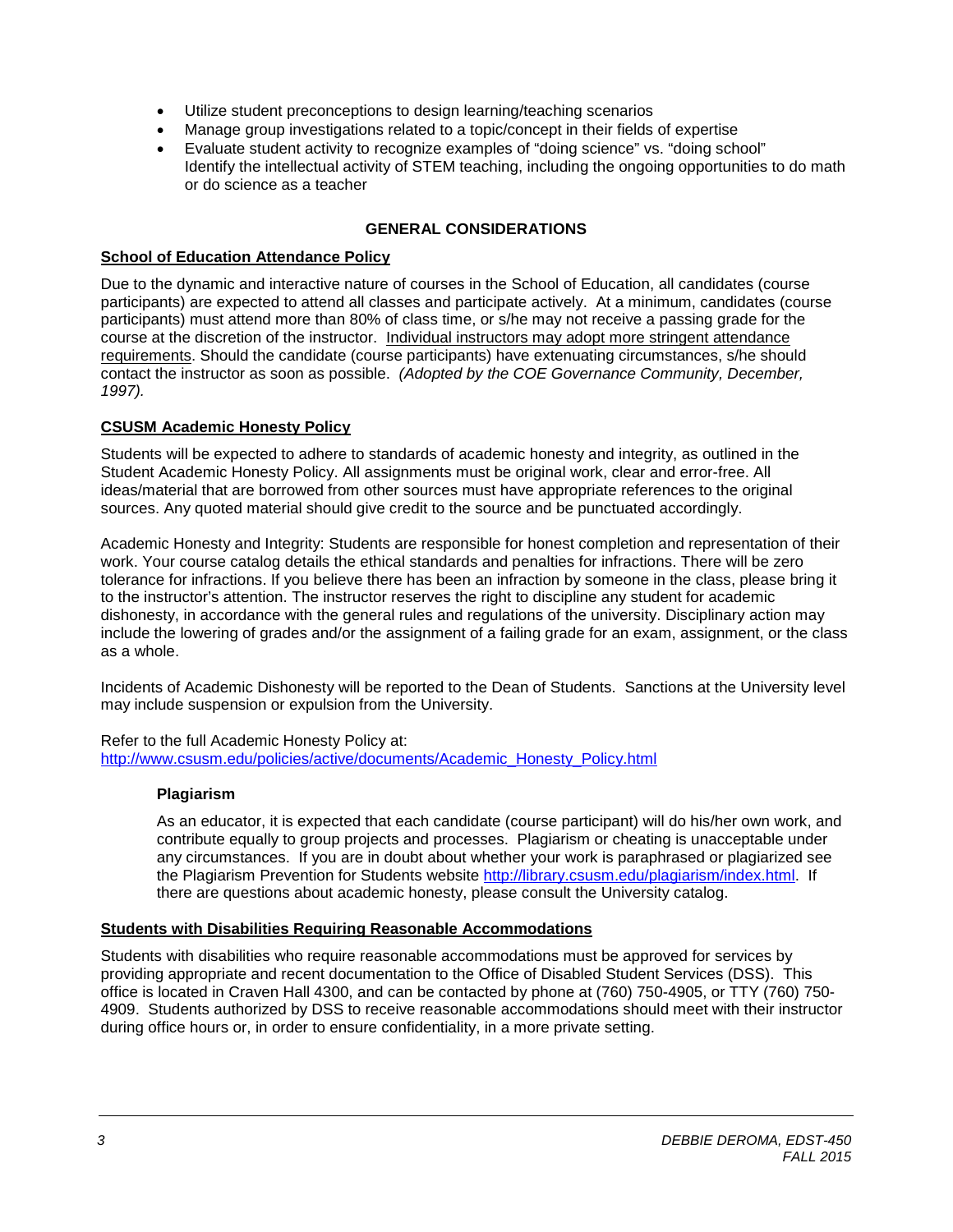- Utilize student preconceptions to design learning/teaching scenarios
- Manage group investigations related to a topic/concept in their fields of expertise
- Evaluate student activity to recognize examples of "doing science" vs. "doing school"
  Identify the intellectual activity of STEM teaching, including the ongoing opportunities to do math or do science as a teacher

## GENERAL CONSIDERATIONS

### School of Education Attendance Policy

Due to the dynamic and interactive nature of courses in the School of Education, all candidates (course participants) are expected to attend all classes and participate actively. At a minimum, candidates (course participants) must attend more than 80% of class time, or s/he may not receive a passing grade for the course at the discretion of the instructor. Individual instructors may adopt more stringent attendance requirements. Should the candidate (course participants) have extenuating circumstances, s/he should contact the instructor as soon as possible. *(Adopted by the COE Governance Community, December, 1997).*

### CSUSM Academic Honesty Policy

Students will be expected to adhere to standards of academic honesty and integrity, as outlined in the Student Academic Honesty Policy. All assignments must be original work, clear and error-free. All ideas/material that are borrowed from other sources must have appropriate references to the original sources. Any quoted material should give credit to the source and be punctuated accordingly.

Academic Honesty and Integrity: Students are responsible for honest completion and representation of their work. Your course catalog details the ethical standards and penalties for infractions. There will be zero tolerance for infractions. If you believe there has been an infraction by someone in the class, please bring it to the instructor's attention. The instructor reserves the right to discipline any student for academic dishonesty, in accordance with the general rules and regulations of the university. Disciplinary action may include the lowering of grades and/or the assignment of a failing grade for an exam, assignment, or the class as a whole.

Incidents of Academic Dishonesty will be reported to the Dean of Students. Sanctions at the University level may include suspension or expulsion from the University.

Refer to the full Academic Honesty Policy at:
http://www.csusm.edu/policies/active/documents/Academic_Honesty_Policy.html

#### Plagiarism

As an educator, it is expected that each candidate (course participant) will do his/her own work, and contribute equally to group projects and processes. Plagiarism or cheating is unacceptable under any circumstances. If you are in doubt about whether your work is paraphrased or plagiarized see the Plagiarism Prevention for Students website http://library.csusm.edu/plagiarism/index.html. If there are questions about academic honesty, please consult the University catalog.

### Students with Disabilities Requiring Reasonable Accommodations

Students with disabilities who require reasonable accommodations must be approved for services by providing appropriate and recent documentation to the Office of Disabled Student Services (DSS). This office is located in Craven Hall 4300, and can be contacted by phone at (760) 750-4905, or TTY (760) 750-4909. Students authorized by DSS to receive reasonable accommodations should meet with their instructor during office hours or, in order to ensure confidentiality, in a more private setting.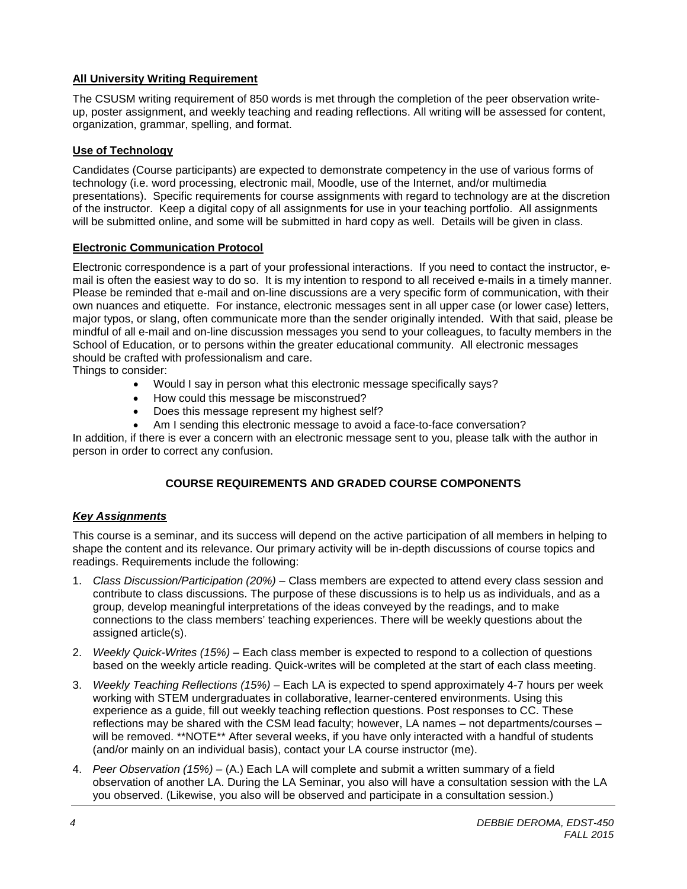## All University Writing Requirement

The CSUSM writing requirement of 850 words is met through the completion of the peer observation write-up, poster assignment, and weekly teaching and reading reflections. All writing will be assessed for content, organization, grammar, spelling, and format.

## Use of Technology

Candidates (Course participants) are expected to demonstrate competency in the use of various forms of technology (i.e. word processing, electronic mail, Moodle, use of the Internet, and/or multimedia presentations). Specific requirements for course assignments with regard to technology are at the discretion of the instructor. Keep a digital copy of all assignments for use in your teaching portfolio. All assignments will be submitted online, and some will be submitted in hard copy as well. Details will be given in class.

## Electronic Communication Protocol

Electronic correspondence is a part of your professional interactions. If you need to contact the instructor, e-mail is often the easiest way to do so. It is my intention to respond to all received e-mails in a timely manner. Please be reminded that e-mail and on-line discussions are a very specific form of communication, with their own nuances and etiquette. For instance, electronic messages sent in all upper case (or lower case) letters, major typos, or slang, often communicate more than the sender originally intended. With that said, please be mindful of all e-mail and on-line discussion messages you send to your colleagues, to faculty members in the School of Education, or to persons within the greater educational community. All electronic messages should be crafted with professionalism and care.

Things to consider:

- Would I say in person what this electronic message specifically says?
- How could this message be misconstrued?
- Does this message represent my highest self?
- Am I sending this electronic message to avoid a face-to-face conversation?

In addition, if there is ever a concern with an electronic message sent to you, please talk with the author in person in order to correct any confusion.

## COURSE REQUIREMENTS AND GRADED COURSE COMPONENTS

### *Key Assignments*

This course is a seminar, and its success will depend on the active participation of all members in helping to shape the content and its relevance. Our primary activity will be in-depth discussions of course topics and readings. Requirements include the following:

1. *Class Discussion/Participation (20%)* – Class members are expected to attend every class session and contribute to class discussions. The purpose of these discussions is to help us as individuals, and as a group, develop meaningful interpretations of the ideas conveyed by the readings, and to make connections to the class members' teaching experiences. There will be weekly questions about the assigned article(s).
2. *Weekly Quick-Writes (15%)* – Each class member is expected to respond to a collection of questions based on the weekly article reading. Quick-writes will be completed at the start of each class meeting.
3. *Weekly Teaching Reflections (15%)* – Each LA is expected to spend approximately 4-7 hours per week working with STEM undergraduates in collaborative, learner-centered environments. Using this experience as a guide, fill out weekly teaching reflection questions. Post responses to CC. These reflections may be shared with the CSM lead faculty; however, LA names – not departments/courses – will be removed. **NOTE** After several weeks, if you have only interacted with a handful of students (and/or mainly on an individual basis), contact your LA course instructor (me).
4. *Peer Observation (15%)* – (A.) Each LA will complete and submit a written summary of a field observation of another LA. During the LA Seminar, you also will have a consultation session with the LA you observed. (Likewise, you also will be observed and participate in a consultation session.)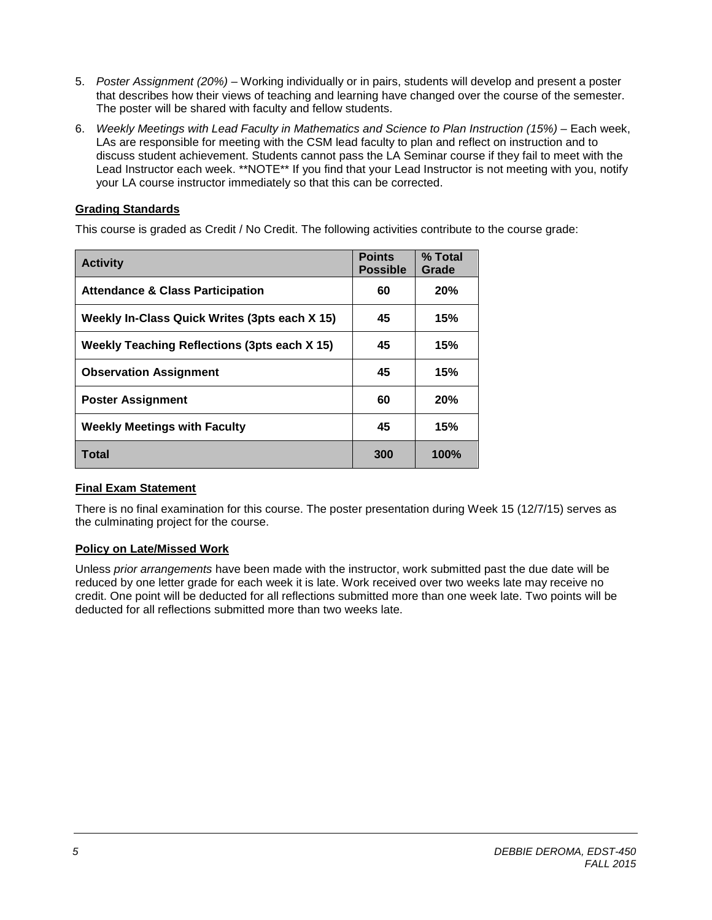5. *Poster Assignment (20%)* – Working individually or in pairs, students will develop and present a poster that describes how their views of teaching and learning have changed over the course of the semester. The poster will be shared with faculty and fellow students.
6. *Weekly Meetings with Lead Faculty in Mathematics and Science to Plan Instruction (15%)* – Each week, LAs are responsible for meeting with the CSM lead faculty to plan and reflect on instruction and to discuss student achievement. Students cannot pass the LA Seminar course if they fail to meet with the Lead Instructor each week. **NOTE** If you find that your Lead Instructor is not meeting with you, notify your LA course instructor immediately so that this can be corrected.

## Grading Standards

This course is graded as Credit / No Credit. The following activities contribute to the course grade:

| Activity | Points Possible | % Total Grade |
|---|---|---|
| **Attendance & Class Participation** | **60** | **20%** |
| **Weekly In-Class Quick Writes (3pts each X 15)** | **45** | **15%** |
| **Weekly Teaching Reflections (3pts each X 15)** | **45** | **15%** |
| **Observation Assignment** | **45** | **15%** |
| **Poster Assignment** | **60** | **20%** |
| **Weekly Meetings with Faculty** | **45** | **15%** |
| **Total** | **300** | **100%** |

## Final Exam Statement

There is no final examination for this course. The poster presentation during Week 15 (12/7/15) serves as the culminating project for the course.

## Policy on Late/Missed Work

Unless *prior arrangements* have been made with the instructor, work submitted past the due date will be reduced by one letter grade for each week it is late. Work received over two weeks late may receive no credit. One point will be deducted for all reflections submitted more than one week late. Two points will be deducted for all reflections submitted more than two weeks late.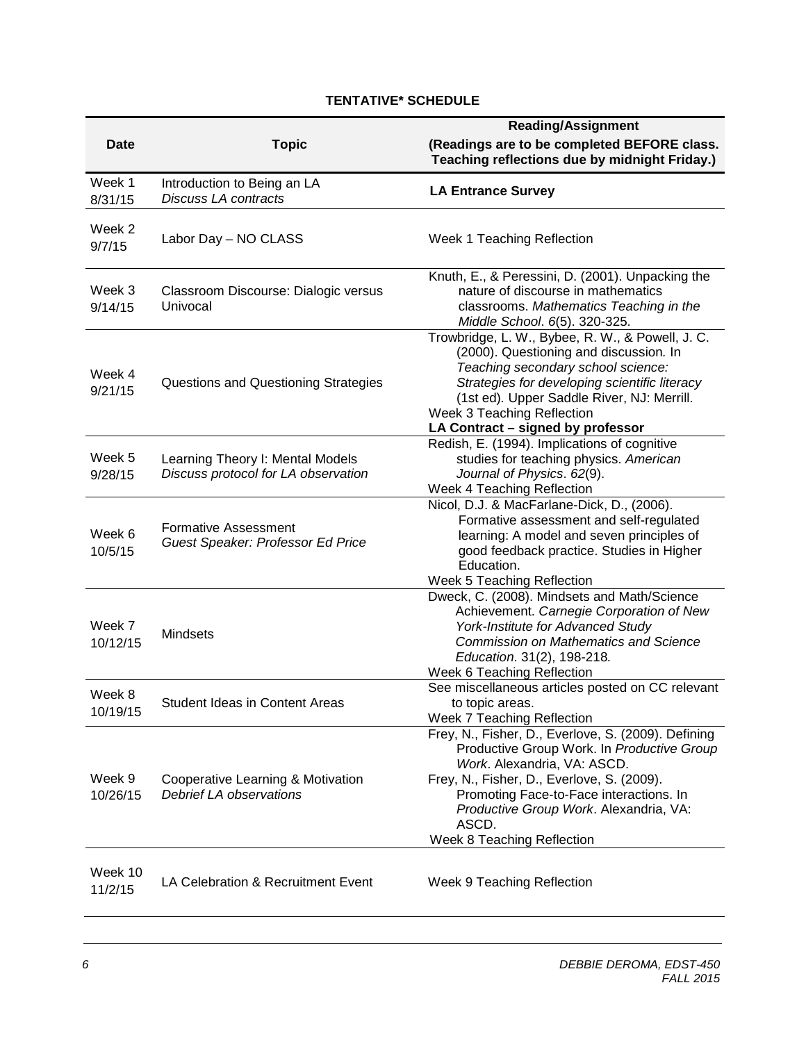# TENTATIVE* SCHEDULE

| Date | Topic | Reading/Assignment (Readings are to be completed BEFORE class. Teaching reflections due by midnight Friday.) |
|---|---|---|
| Week 1 8/31/15 | Introduction to Being an LA *Discuss LA contracts* | **LA Entrance Survey** |
| Week 2 9/7/15 | Labor Day – NO CLASS | Week 1 Teaching Reflection |
| Week 3 9/14/15 | Classroom Discourse: Dialogic versus Univocal | Knuth, E., & Peressini, D. (2001). Unpacking the nature of discourse in mathematics classrooms. *Mathematics Teaching in the Middle School*. *6*(5). 320-325. |
| Week 4 9/21/15 | Questions and Questioning Strategies | Trowbridge, L. W., Bybee, R. W., & Powell, J. C. (2000). Questioning and discussion*.* In *Teaching secondary school science: Strategies for developing scientific literacy* (1st ed)*.* Upper Saddle River, NJ: Merrill. Week 3 Teaching Reflection **LA Contract – signed by professor** |
| Week 5 9/28/15 | Learning Theory I: Mental Models *Discuss protocol for LA observation* | Redish, E. (1994). Implications of cognitive studies for teaching physics. *American Journal of Physics*. *62*(9). Week 4 Teaching Reflection |
| Week 6 10/5/15 | Formative Assessment *Guest Speaker: Professor Ed Price* | Nicol, D.J. & MacFarlane-Dick, D., (2006). Formative assessment and self-regulated learning: A model and seven principles of good feedback practice. Studies in Higher Education. Week 5 Teaching Reflection |
| Week 7 10/12/15 | Mindsets | Dweck, C. (2008). Mindsets and Math/Science Achievement. *Carnegie Corporation of New York-Institute for Advanced Study Commission on Mathematics and Science Education*. 31(2), 198-218*.* Week 6 Teaching Reflection |
| Week 8 10/19/15 | Student Ideas in Content Areas | See miscellaneous articles posted on CC relevant to topic areas. Week 7 Teaching Reflection |
| Week 9 10/26/15 | Cooperative Learning & Motivation *Debrief LA observations* | Frey, N., Fisher, D., Everlove, S. (2009). Defining Productive Group Work. In *Productive Group Work*. Alexandria, VA: ASCD. Frey, N., Fisher, D., Everlove, S. (2009). Promoting Face-to-Face interactions. In *Productive Group Work*. Alexandria, VA: ASCD. Week 8 Teaching Reflection |
| Week 10 11/2/15 | LA Celebration & Recruitment Event | Week 9 Teaching Reflection |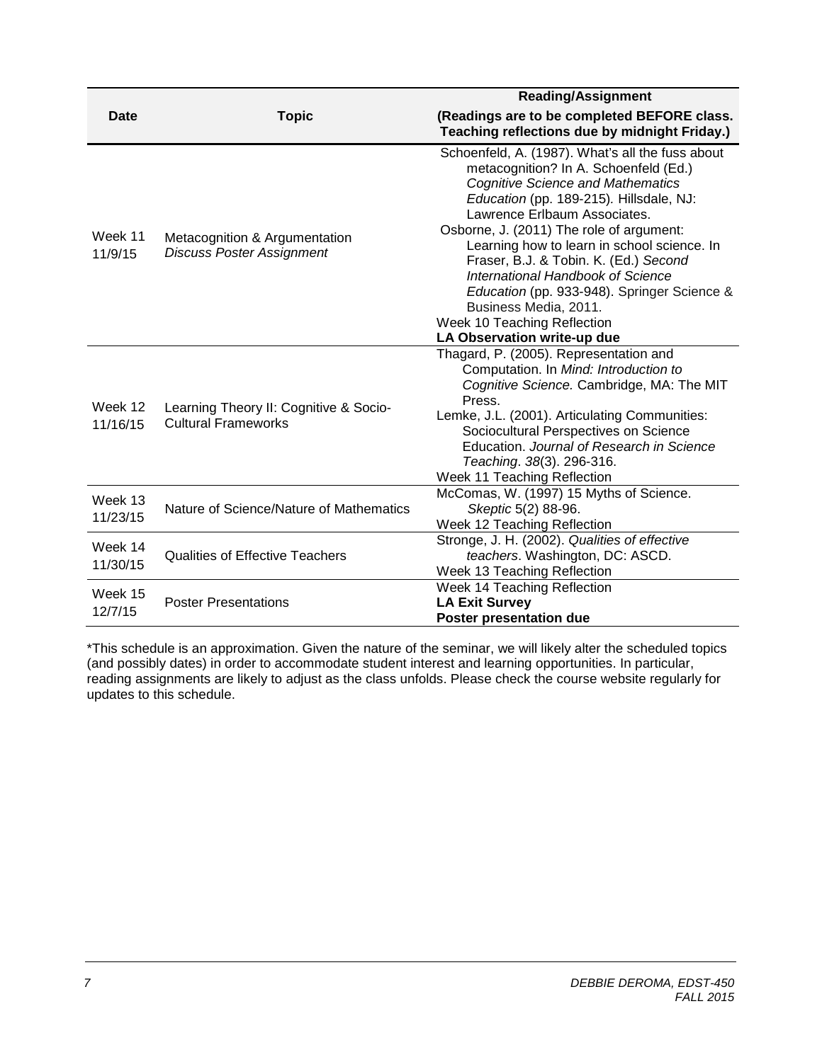| Date | Topic | Reading/Assignment (Readings are to be completed BEFORE class. Teaching reflections due by midnight Friday.) |
|---|---|---|
| Week 11 11/9/15 | Metacognition & Argumentation *Discuss Poster Assignment* | Schoenfeld, A. (1987). What's all the fuss about metacognition? In A. Schoenfeld (Ed.) *Cognitive Science and Mathematics Education* (pp. 189-215). Hillsdale, NJ: Lawrence Erlbaum Associates.<br>Osborne, J. (2011) The role of argument: Learning how to learn in school science. In Fraser, B.J. & Tobin. K. (Ed.) *Second International Handbook of Science Education* (pp. 933-948). Springer Science & Business Media, 2011.<br>Week 10 Teaching Reflection<br>**LA Observation write-up due** |
| Week 12 11/16/15 | Learning Theory II: Cognitive & Socio-Cultural Frameworks | Thagard, P. (2005). Representation and Computation. In *Mind: Introduction to Cognitive Science.* Cambridge, MA: The MIT Press.<br>Lemke, J.L. (2001). Articulating Communities: Sociocultural Perspectives on Science Education. *Journal of Research in Science Teaching*. *38*(3). 296-316.<br>Week 11 Teaching Reflection |
| Week 13 11/23/15 | Nature of Science/Nature of Mathematics | McComas, W. (1997) 15 Myths of Science. *Skeptic* 5(2) 88-96.<br>Week 12 Teaching Reflection |
| Week 14 11/30/15 | Qualities of Effective Teachers | Stronge, J. H. (2002). *Qualities of effective teachers*. Washington, DC: ASCD.<br>Week 13 Teaching Reflection |
| Week 15 12/7/15 | Poster Presentations | Week 14 Teaching Reflection<br>**LA Exit Survey**<br>**Poster presentation due** |

*This schedule is an approximation. Given the nature of the seminar, we will likely alter the scheduled topics (and possibly dates) in order to accommodate student interest and learning opportunities. In particular, reading assignments are likely to adjust as the class unfolds. Please check the course website regularly for updates to this schedule.